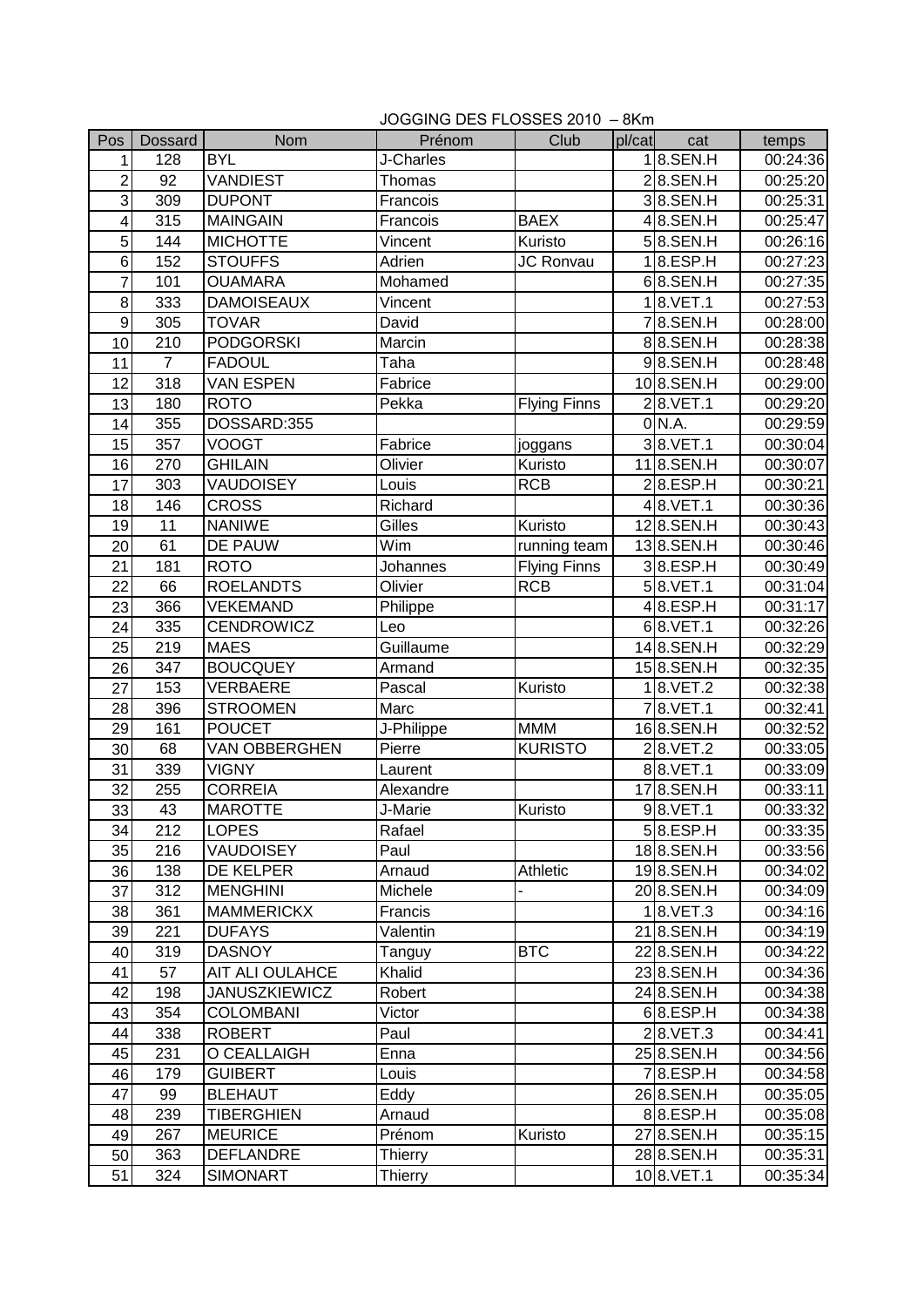JOGGING DES FLOSSES 2010 – 8Km

| Pos | Dossard | Nom | Prénom | Club | pl/cat | cat | temps |
|---|---|---|---|---|---|---|---|
| 1 | 128 | BYL | J-Charles | | 1 | 8.SEN.H | 00:24:36 |
| 2 | 92 | VANDIEST | Thomas | | 2 | 8.SEN.H | 00:25:20 |
| 3 | 309 | DUPONT | Francois | | 3 | 8.SEN.H | 00:25:31 |
| 4 | 315 | MAINGAIN | Francois | BAEX | 4 | 8.SEN.H | 00:25:47 |
| 5 | 144 | MICHOTTE | Vincent | Kuristo | 5 | 8.SEN.H | 00:26:16 |
| 6 | 152 | STOUFFS | Adrien | JC Ronvau | 1 | 8.ESP.H | 00:27:23 |
| 7 | 101 | OUAMARA | Mohamed | | 6 | 8.SEN.H | 00:27:35 |
| 8 | 333 | DAMOISEAUX | Vincent | | 1 | 8.VET.1 | 00:27:53 |
| 9 | 305 | TOVAR | David | | 7 | 8.SEN.H | 00:28:00 |
| 10 | 210 | PODGORSKI | Marcin | | 8 | 8.SEN.H | 00:28:38 |
| 11 | 7 | FADOUL | Taha | | 9 | 8.SEN.H | 00:28:48 |
| 12 | 318 | VAN ESPEN | Fabrice | | 10 | 8.SEN.H | 00:29:00 |
| 13 | 180 | ROTO | Pekka | Flying Finns | 2 | 8.VET.1 | 00:29:20 |
| 14 | 355 | DOSSARD:355 | | | 0 | N.A. | 00:29:59 |
| 15 | 357 | VOOGT | Fabrice | joggans | 3 | 8.VET.1 | 00:30:04 |
| 16 | 270 | GHILAIN | Olivier | Kuristo | 11 | 8.SEN.H | 00:30:07 |
| 17 | 303 | VAUDOISEY | Louis | RCB | 2 | 8.ESP.H | 00:30:21 |
| 18 | 146 | CROSS | Richard | | 4 | 8.VET.1 | 00:30:36 |
| 19 | 11 | NANIWE | Gilles | Kuristo | 12 | 8.SEN.H | 00:30:43 |
| 20 | 61 | DE PAUW | Wim | running team | 13 | 8.SEN.H | 00:30:46 |
| 21 | 181 | ROTO | Johannes | Flying Finns | 3 | 8.ESP.H | 00:30:49 |
| 22 | 66 | ROELANDTS | Olivier | RCB | 5 | 8.VET.1 | 00:31:04 |
| 23 | 366 | VEKEMAND | Philippe | | 4 | 8.ESP.H | 00:31:17 |
| 24 | 335 | CENDROWICZ | Leo | | 6 | 8.VET.1 | 00:32:26 |
| 25 | 219 | MAES | Guillaume | | 14 | 8.SEN.H | 00:32:29 |
| 26 | 347 | BOUCQUEY | Armand | | 15 | 8.SEN.H | 00:32:35 |
| 27 | 153 | VERBAERE | Pascal | Kuristo | 1 | 8.VET.2 | 00:32:38 |
| 28 | 396 | STROOMEN | Marc | | 7 | 8.VET.1 | 00:32:41 |
| 29 | 161 | POUCET | J-Philippe | MMM | 16 | 8.SEN.H | 00:32:52 |
| 30 | 68 | VAN OBBERGHEN | Pierre | KURISTO | 2 | 8.VET.2 | 00:33:05 |
| 31 | 339 | VIGNY | Laurent | | 8 | 8.VET.1 | 00:33:09 |
| 32 | 255 | CORREIA | Alexandre | | 17 | 8.SEN.H | 00:33:11 |
| 33 | 43 | MAROTTE | J-Marie | Kuristo | 9 | 8.VET.1 | 00:33:32 |
| 34 | 212 | LOPES | Rafael | | 5 | 8.ESP.H | 00:33:35 |
| 35 | 216 | VAUDOISEY | Paul | | 18 | 8.SEN.H | 00:33:56 |
| 36 | 138 | DE KELPER | Arnaud | Athletic | 19 | 8.SEN.H | 00:34:02 |
| 37 | 312 | MENGHINI | Michele | - | 20 | 8.SEN.H | 00:34:09 |
| 38 | 361 | MAMMERICKX | Francis | | 1 | 8.VET.3 | 00:34:16 |
| 39 | 221 | DUFAYS | Valentin | | 21 | 8.SEN.H | 00:34:19 |
| 40 | 319 | DASNOY | Tanguy | BTC | 22 | 8.SEN.H | 00:34:22 |
| 41 | 57 | AIT ALI OULAHCE | Khalid | | 23 | 8.SEN.H | 00:34:36 |
| 42 | 198 | JANUSZKIEWICZ | Robert | | 24 | 8.SEN.H | 00:34:38 |
| 43 | 354 | COLOMBANI | Victor | | 6 | 8.ESP.H | 00:34:38 |
| 44 | 338 | ROBERT | Paul | | 2 | 8.VET.3 | 00:34:41 |
| 45 | 231 | O CEALLAIGH | Enna | | 25 | 8.SEN.H | 00:34:56 |
| 46 | 179 | GUIBERT | Louis | | 7 | 8.ESP.H | 00:34:58 |
| 47 | 99 | BLEHAUT | Eddy | | 26 | 8.SEN.H | 00:35:05 |
| 48 | 239 | TIBERGHIEN | Arnaud | | 8 | 8.ESP.H | 00:35:08 |
| 49 | 267 | MEURICE | Prénom | Kuristo | 27 | 8.SEN.H | 00:35:15 |
| 50 | 363 | DEFLANDRE | Thierry | | 28 | 8.SEN.H | 00:35:31 |
| 51 | 324 | SIMONART | Thierry | | 10 | 8.VET.1 | 00:35:34 |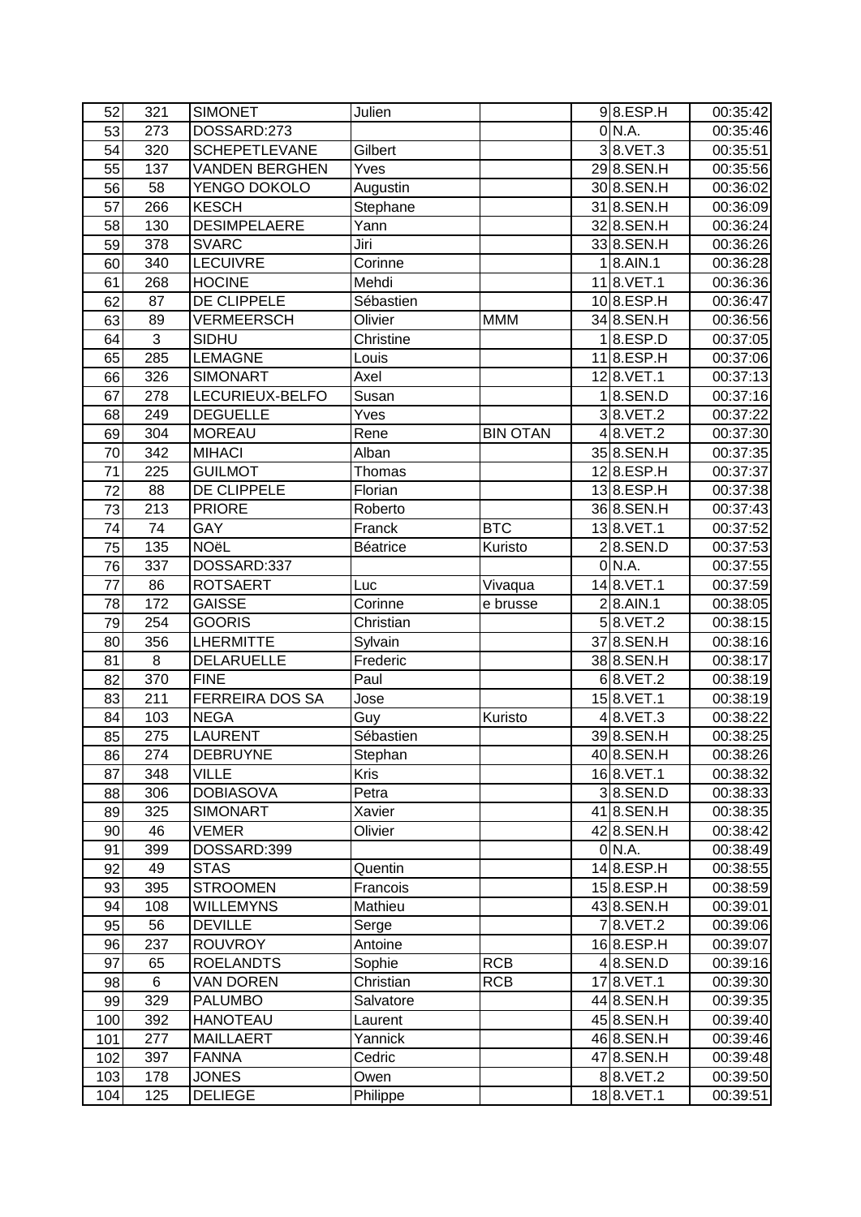| 52 | 321 | SIMONET | Julien | | 9 | 8.ESP.H | 00:35:42 |
|---|---|---|---|---|---|---|---|
| 53 | 273 | DOSSARD:273 | | | 0 | N.A. | 00:35:46 |
| 54 | 320 | SCHEPETLEVANE | Gilbert | | 3 | 8.VET.3 | 00:35:51 |
| 55 | 137 | VANDEN BERGHEN | Yves | | 29 | 8.SEN.H | 00:35:56 |
| 56 | 58 | YENGO DOKOLO | Augustin | | 30 | 8.SEN.H | 00:36:02 |
| 57 | 266 | KESCH | Stephane | | 31 | 8.SEN.H | 00:36:09 |
| 58 | 130 | DESIMPELAERE | Yann | | 32 | 8.SEN.H | 00:36:24 |
| 59 | 378 | SVARC | Jiri | | 33 | 8.SEN.H | 00:36:26 |
| 60 | 340 | LECUIVRE | Corinne | | 1 | 8.AIN.1 | 00:36:28 |
| 61 | 268 | HOCINE | Mehdi | | 11 | 8.VET.1 | 00:36:36 |
| 62 | 87 | DE CLIPPELE | Sébastien | | 10 | 8.ESP.H | 00:36:47 |
| 63 | 89 | VERMEERSCH | Olivier | MMM | 34 | 8.SEN.H | 00:36:56 |
| 64 | 3 | SIDHU | Christine | | 1 | 8.ESP.D | 00:37:05 |
| 65 | 285 | LEMAGNE | Louis | | 11 | 8.ESP.H | 00:37:06 |
| 66 | 326 | SIMONART | Axel | | 12 | 8.VET.1 | 00:37:13 |
| 67 | 278 | LECURIEUX-BELFO | Susan | | 1 | 8.SEN.D | 00:37:16 |
| 68 | 249 | DEGUELLE | Yves | | 3 | 8.VET.2 | 00:37:22 |
| 69 | 304 | MOREAU | Rene | BIN OTAN | 4 | 8.VET.2 | 00:37:30 |
| 70 | 342 | MIHACI | Alban | | 35 | 8.SEN.H | 00:37:35 |
| 71 | 225 | GUILMOT | Thomas | | 12 | 8.ESP.H | 00:37:37 |
| 72 | 88 | DE CLIPPELE | Florian | | 13 | 8.ESP.H | 00:37:38 |
| 73 | 213 | PRIORE | Roberto | | 36 | 8.SEN.H | 00:37:43 |
| 74 | 74 | GAY | Franck | BTC | 13 | 8.VET.1 | 00:37:52 |
| 75 | 135 | NOëL | Béatrice | Kuristo | 2 | 8.SEN.D | 00:37:53 |
| 76 | 337 | DOSSARD:337 | | | 0 | N.A. | 00:37:55 |
| 77 | 86 | ROTSAERT | Luc | Vivaqua | 14 | 8.VET.1 | 00:37:59 |
| 78 | 172 | GAISSE | Corinne | e brusse | 2 | 8.AIN.1 | 00:38:05 |
| 79 | 254 | GOORIS | Christian | | 5 | 8.VET.2 | 00:38:15 |
| 80 | 356 | LHERMITTE | Sylvain | | 37 | 8.SEN.H | 00:38:16 |
| 81 | 8 | DELARUELLE | Frederic | | 38 | 8.SEN.H | 00:38:17 |
| 82 | 370 | FINE | Paul | | 6 | 8.VET.2 | 00:38:19 |
| 83 | 211 | FERREIRA DOS SA | Jose | | 15 | 8.VET.1 | 00:38:19 |
| 84 | 103 | NEGA | Guy | Kuristo | 4 | 8.VET.3 | 00:38:22 |
| 85 | 275 | LAURENT | Sébastien | | 39 | 8.SEN.H | 00:38:25 |
| 86 | 274 | DEBRUYNE | Stephan | | 40 | 8.SEN.H | 00:38:26 |
| 87 | 348 | VILLE | Kris | | 16 | 8.VET.1 | 00:38:32 |
| 88 | 306 | DOBIASOVA | Petra | | 3 | 8.SEN.D | 00:38:33 |
| 89 | 325 | SIMONART | Xavier | | 41 | 8.SEN.H | 00:38:35 |
| 90 | 46 | VEMER | Olivier | | 42 | 8.SEN.H | 00:38:42 |
| 91 | 399 | DOSSARD:399 | | | 0 | N.A. | 00:38:49 |
| 92 | 49 | STAS | Quentin | | 14 | 8.ESP.H | 00:38:55 |
| 93 | 395 | STROOMEN | Francois | | 15 | 8.ESP.H | 00:38:59 |
| 94 | 108 | WILLEMYNS | Mathieu | | 43 | 8.SEN.H | 00:39:01 |
| 95 | 56 | DEVILLE | Serge | | 7 | 8.VET.2 | 00:39:06 |
| 96 | 237 | ROUVROY | Antoine | | 16 | 8.ESP.H | 00:39:07 |
| 97 | 65 | ROELANDTS | Sophie | RCB | 4 | 8.SEN.D | 00:39:16 |
| 98 | 6 | VAN DOREN | Christian | RCB | 17 | 8.VET.1 | 00:39:30 |
| 99 | 329 | PALUMBO | Salvatore | | 44 | 8.SEN.H | 00:39:35 |
| 100 | 392 | HANOTEAU | Laurent | | 45 | 8.SEN.H | 00:39:40 |
| 101 | 277 | MAILLAERT | Yannick | | 46 | 8.SEN.H | 00:39:46 |
| 102 | 397 | FANNA | Cedric | | 47 | 8.SEN.H | 00:39:48 |
| 103 | 178 | JONES | Owen | | 8 | 8.VET.2 | 00:39:50 |
| 104 | 125 | DELIEGE | Philippe | | 18 | 8.VET.1 | 00:39:51 |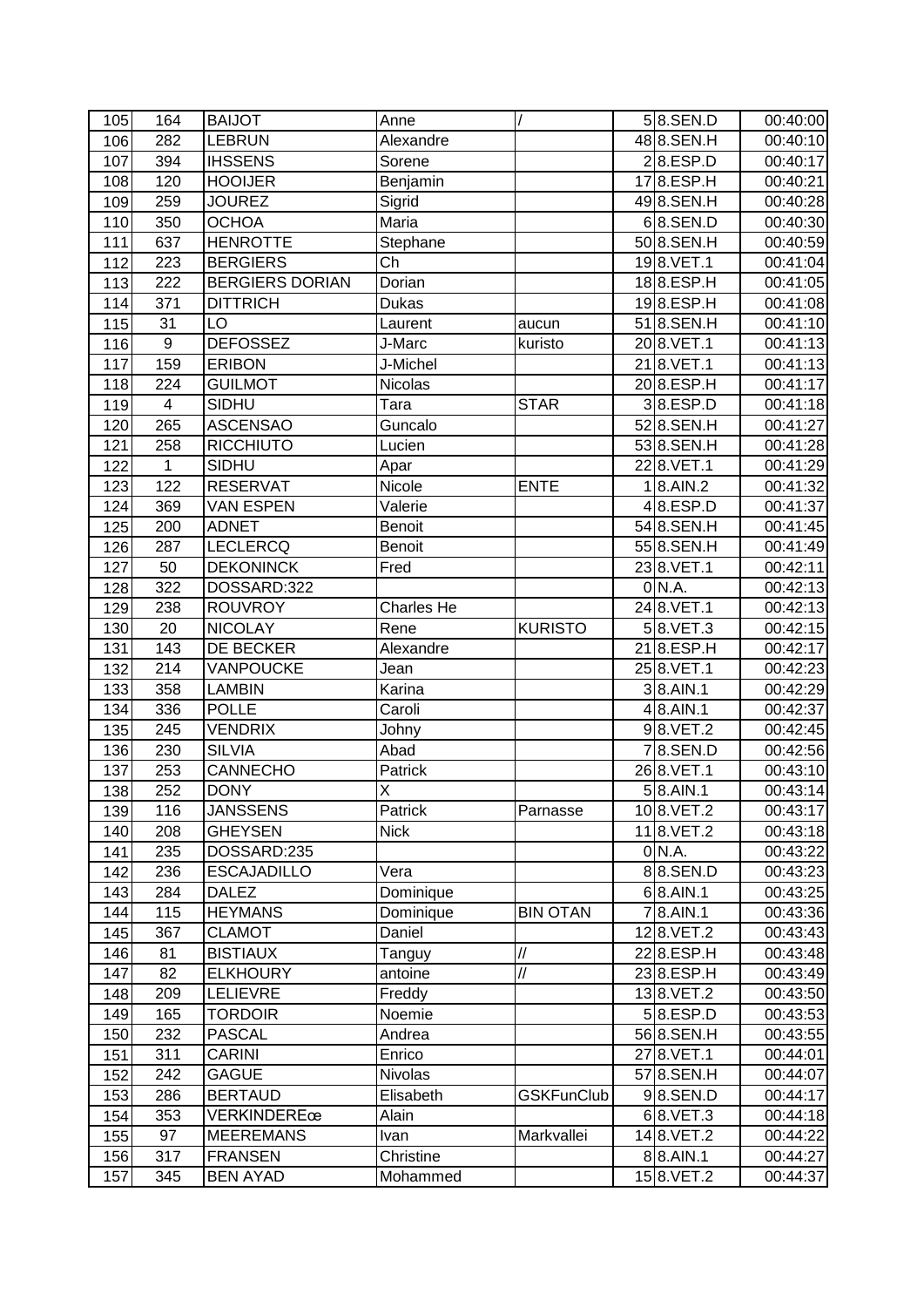| 105 | 164 | BAIJOT | Anne | / | 5 | 8.SEN.D | 00:40:00 |
|---|---|---|---|---|---|---|---|
| 106 | 282 | LEBRUN | Alexandre | | 48 | 8.SEN.H | 00:40:10 |
| 107 | 394 | IHSSENS | Sorene | | 2 | 8.ESP.D | 00:40:17 |
| 108 | 120 | HOOIJER | Benjamin | | 17 | 8.ESP.H | 00:40:21 |
| 109 | 259 | JOUREZ | Sigrid | | 49 | 8.SEN.H | 00:40:28 |
| 110 | 350 | OCHOA | Maria | | 6 | 8.SEN.D | 00:40:30 |
| 111 | 637 | HENROTTE | Stephane | | 50 | 8.SEN.H | 00:40:59 |
| 112 | 223 | BERGIERS | Ch | | 19 | 8.VET.1 | 00:41:04 |
| 113 | 222 | BERGIERS DORIAN | Dorian | | 18 | 8.ESP.H | 00:41:05 |
| 114 | 371 | DITTRICH | Dukas | | 19 | 8.ESP.H | 00:41:08 |
| 115 | 31 | LO | Laurent | aucun | 51 | 8.SEN.H | 00:41:10 |
| 116 | 9 | DEFOSSEZ | J-Marc | kuristo | 20 | 8.VET.1 | 00:41:13 |
| 117 | 159 | ERIBON | J-Michel | | 21 | 8.VET.1 | 00:41:13 |
| 118 | 224 | GUILMOT | Nicolas | | 20 | 8.ESP.H | 00:41:17 |
| 119 | 4 | SIDHU | Tara | STAR | 3 | 8.ESP.D | 00:41:18 |
| 120 | 265 | ASCENSAO | Guncalo | | 52 | 8.SEN.H | 00:41:27 |
| 121 | 258 | RICCHIUTO | Lucien | | 53 | 8.SEN.H | 00:41:28 |
| 122 | 1 | SIDHU | Apar | | 22 | 8.VET.1 | 00:41:29 |
| 123 | 122 | RESERVAT | Nicole | ENTE | 1 | 8.AIN.2 | 00:41:32 |
| 124 | 369 | VAN ESPEN | Valerie | | 4 | 8.ESP.D | 00:41:37 |
| 125 | 200 | ADNET | Benoit | | 54 | 8.SEN.H | 00:41:45 |
| 126 | 287 | LECLERCQ | Benoit | | 55 | 8.SEN.H | 00:41:49 |
| 127 | 50 | DEKONINCK | Fred | | 23 | 8.VET.1 | 00:42:11 |
| 128 | 322 | DOSSARD:322 | | | 0 | N.A. | 00:42:13 |
| 129 | 238 | ROUVROY | Charles He | | 24 | 8.VET.1 | 00:42:13 |
| 130 | 20 | NICOLAY | Rene | KURISTO | 5 | 8.VET.3 | 00:42:15 |
| 131 | 143 | DE BECKER | Alexandre | | 21 | 8.ESP.H | 00:42:17 |
| 132 | 214 | VANPOUCKE | Jean | | 25 | 8.VET.1 | 00:42:23 |
| 133 | 358 | LAMBIN | Karina | | 3 | 8.AIN.1 | 00:42:29 |
| 134 | 336 | POLLE | Caroli | | 4 | 8.AIN.1 | 00:42:37 |
| 135 | 245 | VENDRIX | Johny | | 9 | 8.VET.2 | 00:42:45 |
| 136 | 230 | SILVIA | Abad | | 7 | 8.SEN.D | 00:42:56 |
| 137 | 253 | CANNECHO | Patrick | | 26 | 8.VET.1 | 00:43:10 |
| 138 | 252 | DONY | X | | 5 | 8.AIN.1 | 00:43:14 |
| 139 | 116 | JANSSENS | Patrick | Parnasse | 10 | 8.VET.2 | 00:43:17 |
| 140 | 208 | GHEYSEN | Nick | | 11 | 8.VET.2 | 00:43:18 |
| 141 | 235 | DOSSARD:235 | | | 0 | N.A. | 00:43:22 |
| 142 | 236 | ESCAJADILLO | Vera | | 8 | 8.SEN.D | 00:43:23 |
| 143 | 284 | DALEZ | Dominique | | 6 | 8.AIN.1 | 00:43:25 |
| 144 | 115 | HEYMANS | Dominique | BIN OTAN | 7 | 8.AIN.1 | 00:43:36 |
| 145 | 367 | CLAMOT | Daniel | | 12 | 8.VET.2 | 00:43:43 |
| 146 | 81 | BISTIAUX | Tanguy | // | 22 | 8.ESP.H | 00:43:48 |
| 147 | 82 | ELKHOURY | antoine | // | 23 | 8.ESP.H | 00:43:49 |
| 148 | 209 | LELIEVRE | Freddy | | 13 | 8.VET.2 | 00:43:50 |
| 149 | 165 | TORDOIR | Noemie | | 5 | 8.ESP.D | 00:43:53 |
| 150 | 232 | PASCAL | Andrea | | 56 | 8.SEN.H | 00:43:55 |
| 151 | 311 | CARINI | Enrico | | 27 | 8.VET.1 | 00:44:01 |
| 152 | 242 | GAGUE | Nivolas | | 57 | 8.SEN.H | 00:44:07 |
| 153 | 286 | BERTAUD | Elisabeth | GSKFunClub | 9 | 8.SEN.D | 00:44:17 |
| 154 | 353 | VERKINDEREœ | Alain | | 6 | 8.VET.3 | 00:44:18 |
| 155 | 97 | MEEREMANS | Ivan | Markvallei | 14 | 8.VET.2 | 00:44:22 |
| 156 | 317 | FRANSEN | Christine | | 8 | 8.AIN.1 | 00:44:27 |
| 157 | 345 | BEN AYAD | Mohammed | | 15 | 8.VET.2 | 00:44:37 |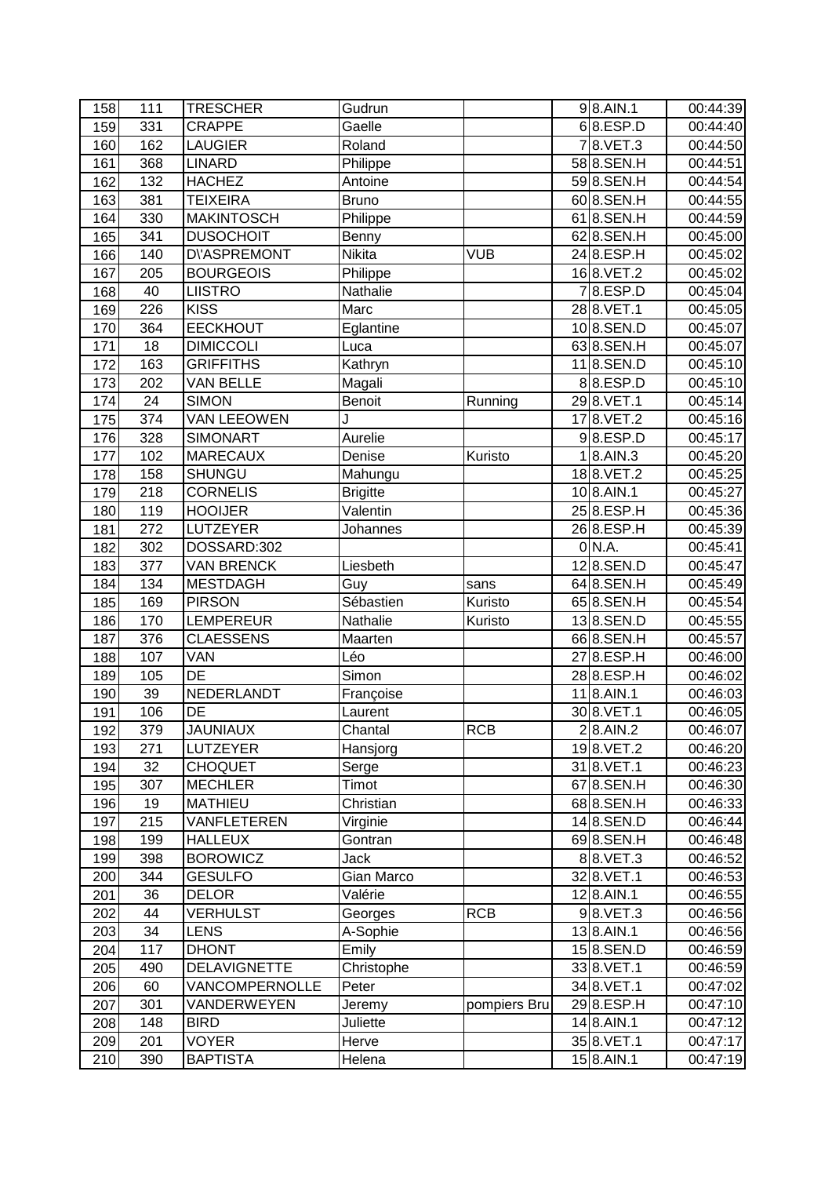| 158 | 111 | TRESCHER | Gudrun | | 9 | 8.AIN.1 | 00:44:39 |
|---|---|---|---|---|---|---|---|
| 159 | 331 | CRAPPE | Gaelle | | 6 | 8.ESP.D | 00:44:40 |
| 160 | 162 | LAUGIER | Roland | | 7 | 8.VET.3 | 00:44:50 |
| 161 | 368 | LINARD | Philippe | | 58 | 8.SEN.H | 00:44:51 |
| 162 | 132 | HACHEZ | Antoine | | 59 | 8.SEN.H | 00:44:54 |
| 163 | 381 | TEIXEIRA | Bruno | | 60 | 8.SEN.H | 00:44:55 |
| 164 | 330 | MAKINTOSCH | Philippe | | 61 | 8.SEN.H | 00:44:59 |
| 165 | 341 | DUSOCHOIT | Benny | | 62 | 8.SEN.H | 00:45:00 |
| 166 | 140 | D\'ASPREMONT | Nikita | VUB | 24 | 8.ESP.H | 00:45:02 |
| 167 | 205 | BOURGEOIS | Philippe | | 16 | 8.VET.2 | 00:45:02 |
| 168 | 40 | LIISTRO | Nathalie | | 7 | 8.ESP.D | 00:45:04 |
| 169 | 226 | KISS | Marc | | 28 | 8.VET.1 | 00:45:05 |
| 170 | 364 | EECKHOUT | Eglantine | | 10 | 8.SEN.D | 00:45:07 |
| 171 | 18 | DIMICCOLI | Luca | | 63 | 8.SEN.H | 00:45:07 |
| 172 | 163 | GRIFFITHS | Kathryn | | 11 | 8.SEN.D | 00:45:10 |
| 173 | 202 | VAN BELLE | Magali | | 8 | 8.ESP.D | 00:45:10 |
| 174 | 24 | SIMON | Benoit | Running | 29 | 8.VET.1 | 00:45:14 |
| 175 | 374 | VAN LEEOWEN | J | | 17 | 8.VET.2 | 00:45:16 |
| 176 | 328 | SIMONART | Aurelie | | 9 | 8.ESP.D | 00:45:17 |
| 177 | 102 | MARECAUX | Denise | Kuristo | 1 | 8.AIN.3 | 00:45:20 |
| 178 | 158 | SHUNGU | Mahungu | | 18 | 8.VET.2 | 00:45:25 |
| 179 | 218 | CORNELIS | Brigitte | | 10 | 8.AIN.1 | 00:45:27 |
| 180 | 119 | HOOIJER | Valentin | | 25 | 8.ESP.H | 00:45:36 |
| 181 | 272 | LUTZEYER | Johannes | | 26 | 8.ESP.H | 00:45:39 |
| 182 | 302 | DOSSARD:302 | | | 0 | N.A. | 00:45:41 |
| 183 | 377 | VAN BRENCK | Liesbeth | | 12 | 8.SEN.D | 00:45:47 |
| 184 | 134 | MESTDAGH | Guy | sans | 64 | 8.SEN.H | 00:45:49 |
| 185 | 169 | PIRSON | Sébastien | Kuristo | 65 | 8.SEN.H | 00:45:54 |
| 186 | 170 | LEMPEREUR | Nathalie | Kuristo | 13 | 8.SEN.D | 00:45:55 |
| 187 | 376 | CLAESSENS | Maarten | | 66 | 8.SEN.H | 00:45:57 |
| 188 | 107 | VAN | Léo | | 27 | 8.ESP.H | 00:46:00 |
| 189 | 105 | DE | Simon | | 28 | 8.ESP.H | 00:46:02 |
| 190 | 39 | NEDERLANDT | Françoise | | 11 | 8.AIN.1 | 00:46:03 |
| 191 | 106 | DE | Laurent | | 30 | 8.VET.1 | 00:46:05 |
| 192 | 379 | JAUNIAUX | Chantal | RCB | 2 | 8.AIN.2 | 00:46:07 |
| 193 | 271 | LUTZEYER | Hansjorg | | 19 | 8.VET.2 | 00:46:20 |
| 194 | 32 | CHOQUET | Serge | | 31 | 8.VET.1 | 00:46:23 |
| 195 | 307 | MECHLER | Timot | | 67 | 8.SEN.H | 00:46:30 |
| 196 | 19 | MATHIEU | Christian | | 68 | 8.SEN.H | 00:46:33 |
| 197 | 215 | VANFLETEREN | Virginie | | 14 | 8.SEN.D | 00:46:44 |
| 198 | 199 | HALLEUX | Gontran | | 69 | 8.SEN.H | 00:46:48 |
| 199 | 398 | BOROWICZ | Jack | | 8 | 8.VET.3 | 00:46:52 |
| 200 | 344 | GESULFO | Gian Marco | | 32 | 8.VET.1 | 00:46:53 |
| 201 | 36 | DELOR | Valérie | | 12 | 8.AIN.1 | 00:46:55 |
| 202 | 44 | VERHULST | Georges | RCB | 9 | 8.VET.3 | 00:46:56 |
| 203 | 34 | LENS | A-Sophie | | 13 | 8.AIN.1 | 00:46:56 |
| 204 | 117 | DHONT | Emily | | 15 | 8.SEN.D | 00:46:59 |
| 205 | 490 | DELAVIGNETTE | Christophe | | 33 | 8.VET.1 | 00:46:59 |
| 206 | 60 | VANCOMPERNOLLE | Peter | | 34 | 8.VET.1 | 00:47:02 |
| 207 | 301 | VANDERWEYEN | Jeremy | pompiers Bru | 29 | 8.ESP.H | 00:47:10 |
| 208 | 148 | BIRD | Juliette | | 14 | 8.AIN.1 | 00:47:12 |
| 209 | 201 | VOYER | Herve | | 35 | 8.VET.1 | 00:47:17 |
| 210 | 390 | BAPTISTA | Helena | | 15 | 8.AIN.1 | 00:47:19 |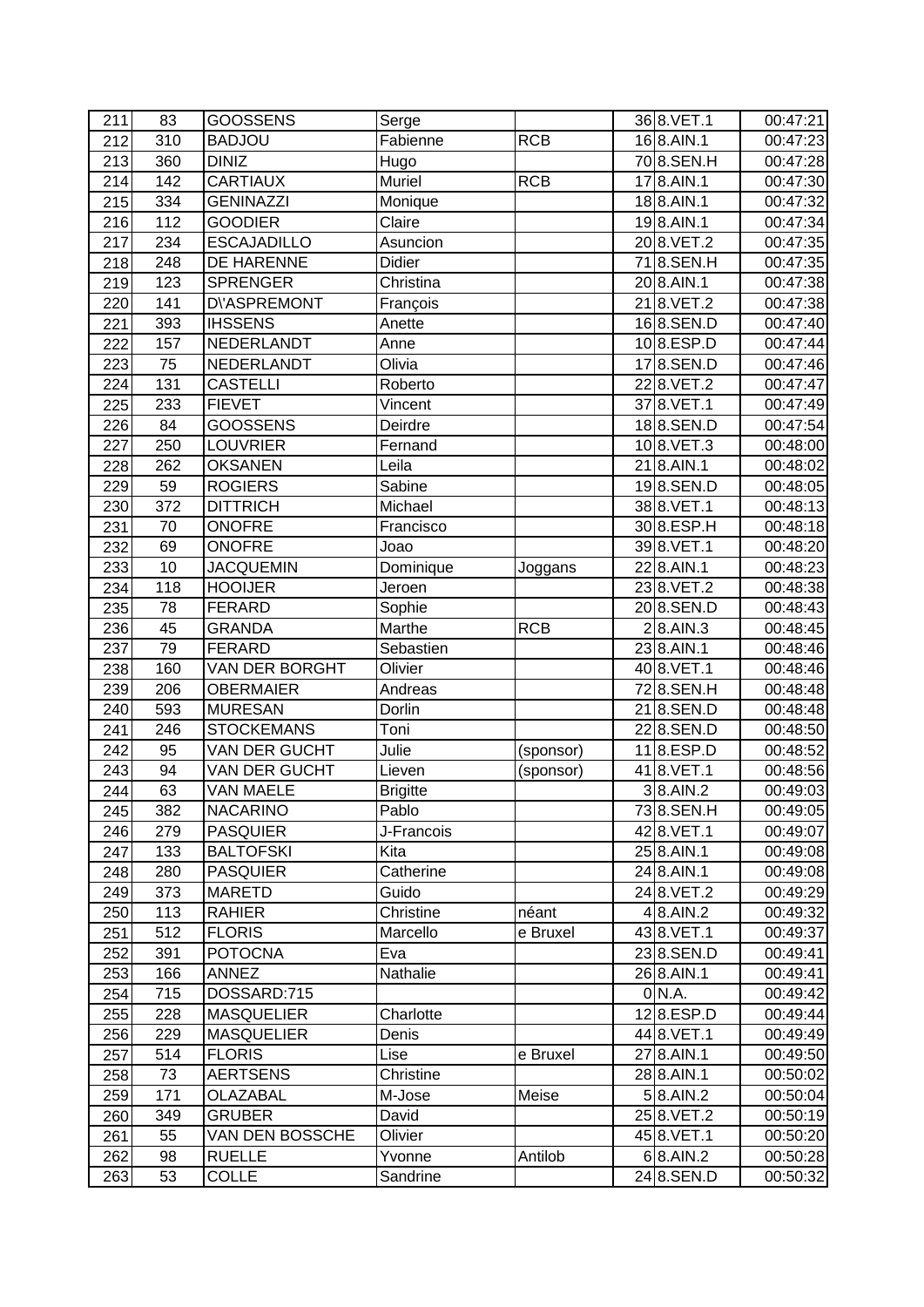| 211 | 83 | GOOSSENS | Serge | | 36 | 8.VET.1 | 00:47:21 |
|---|---|---|---|---|---|---|---|
| 212 | 310 | BADJOU | Fabienne | RCB | 16 | 8.AIN.1 | 00:47:23 |
| 213 | 360 | DINIZ | Hugo | | 70 | 8.SEN.H | 00:47:28 |
| 214 | 142 | CARTIAUX | Muriel | RCB | 17 | 8.AIN.1 | 00:47:30 |
| 215 | 334 | GENINAZZI | Monique | | 18 | 8.AIN.1 | 00:47:32 |
| 216 | 112 | GOODIER | Claire | | 19 | 8.AIN.1 | 00:47:34 |
| 217 | 234 | ESCAJADILLO | Asuncion | | 20 | 8.VET.2 | 00:47:35 |
| 218 | 248 | DE HARENNE | Didier | | 71 | 8.SEN.H | 00:47:35 |
| 219 | 123 | SPRENGER | Christina | | 20 | 8.AIN.1 | 00:47:38 |
| 220 | 141 | D\'ASPREMONT | François | | 21 | 8.VET.2 | 00:47:38 |
| 221 | 393 | IHSSENS | Anette | | 16 | 8.SEN.D | 00:47:40 |
| 222 | 157 | NEDERLANDT | Anne | | 10 | 8.ESP.D | 00:47:44 |
| 223 | 75 | NEDERLANDT | Olivia | | 17 | 8.SEN.D | 00:47:46 |
| 224 | 131 | CASTELLI | Roberto | | 22 | 8.VET.2 | 00:47:47 |
| 225 | 233 | FIEVET | Vincent | | 37 | 8.VET.1 | 00:47:49 |
| 226 | 84 | GOOSSENS | Deirdre | | 18 | 8.SEN.D | 00:47:54 |
| 227 | 250 | LOUVRIER | Fernand | | 10 | 8.VET.3 | 00:48:00 |
| 228 | 262 | OKSANEN | Leila | | 21 | 8.AIN.1 | 00:48:02 |
| 229 | 59 | ROGIERS | Sabine | | 19 | 8.SEN.D | 00:48:05 |
| 230 | 372 | DITTRICH | Michael | | 38 | 8.VET.1 | 00:48:13 |
| 231 | 70 | ONOFRE | Francisco | | 30 | 8.ESP.H | 00:48:18 |
| 232 | 69 | ONOFRE | Joao | | 39 | 8.VET.1 | 00:48:20 |
| 233 | 10 | JACQUEMIN | Dominique | Joggans | 22 | 8.AIN.1 | 00:48:23 |
| 234 | 118 | HOOIJER | Jeroen | | 23 | 8.VET.2 | 00:48:38 |
| 235 | 78 | FERARD | Sophie | | 20 | 8.SEN.D | 00:48:43 |
| 236 | 45 | GRANDA | Marthe | RCB | 2 | 8.AIN.3 | 00:48:45 |
| 237 | 79 | FERARD | Sebastien | | 23 | 8.AIN.1 | 00:48:46 |
| 238 | 160 | VAN DER BORGHT | Olivier | | 40 | 8.VET.1 | 00:48:46 |
| 239 | 206 | OBERMAIER | Andreas | | 72 | 8.SEN.H | 00:48:48 |
| 240 | 593 | MURESAN | Dorlin | | 21 | 8.SEN.D | 00:48:48 |
| 241 | 246 | STOCKEMANS | Toni | | 22 | 8.SEN.D | 00:48:50 |
| 242 | 95 | VAN DER GUCHT | Julie | (sponsor) | 11 | 8.ESP.D | 00:48:52 |
| 243 | 94 | VAN DER GUCHT | Lieven | (sponsor) | 41 | 8.VET.1 | 00:48:56 |
| 244 | 63 | VAN MAELE | Brigitte | | 3 | 8.AIN.2 | 00:49:03 |
| 245 | 382 | NACARINO | Pablo | | 73 | 8.SEN.H | 00:49:05 |
| 246 | 279 | PASQUIER | J-Francois | | 42 | 8.VET.1 | 00:49:07 |
| 247 | 133 | BALTOFSKI | Kita | | 25 | 8.AIN.1 | 00:49:08 |
| 248 | 280 | PASQUIER | Catherine | | 24 | 8.AIN.1 | 00:49:08 |
| 249 | 373 | MARETD | Guido | | 24 | 8.VET.2 | 00:49:29 |
| 250 | 113 | RAHIER | Christine | néant | 4 | 8.AIN.2 | 00:49:32 |
| 251 | 512 | FLORIS | Marcello | e Bruxel | 43 | 8.VET.1 | 00:49:37 |
| 252 | 391 | POTOCNA | Eva | | 23 | 8.SEN.D | 00:49:41 |
| 253 | 166 | ANNEZ | Nathalie | | 26 | 8.AIN.1 | 00:49:41 |
| 254 | 715 | DOSSARD:715 | | | 0 | N.A. | 00:49:42 |
| 255 | 228 | MASQUELIER | Charlotte | | 12 | 8.ESP.D | 00:49:44 |
| 256 | 229 | MASQUELIER | Denis | | 44 | 8.VET.1 | 00:49:49 |
| 257 | 514 | FLORIS | Lise | e Bruxel | 27 | 8.AIN.1 | 00:49:50 |
| 258 | 73 | AERTSENS | Christine | | 28 | 8.AIN.1 | 00:50:02 |
| 259 | 171 | OLAZABAL | M-Jose | Meise | 5 | 8.AIN.2 | 00:50:04 |
| 260 | 349 | GRUBER | David | | 25 | 8.VET.2 | 00:50:19 |
| 261 | 55 | VAN DEN BOSSCHE | Olivier | | 45 | 8.VET.1 | 00:50:20 |
| 262 | 98 | RUELLE | Yvonne | Antilob | 6 | 8.AIN.2 | 00:50:28 |
| 263 | 53 | COLLE | Sandrine | | 24 | 8.SEN.D | 00:50:32 |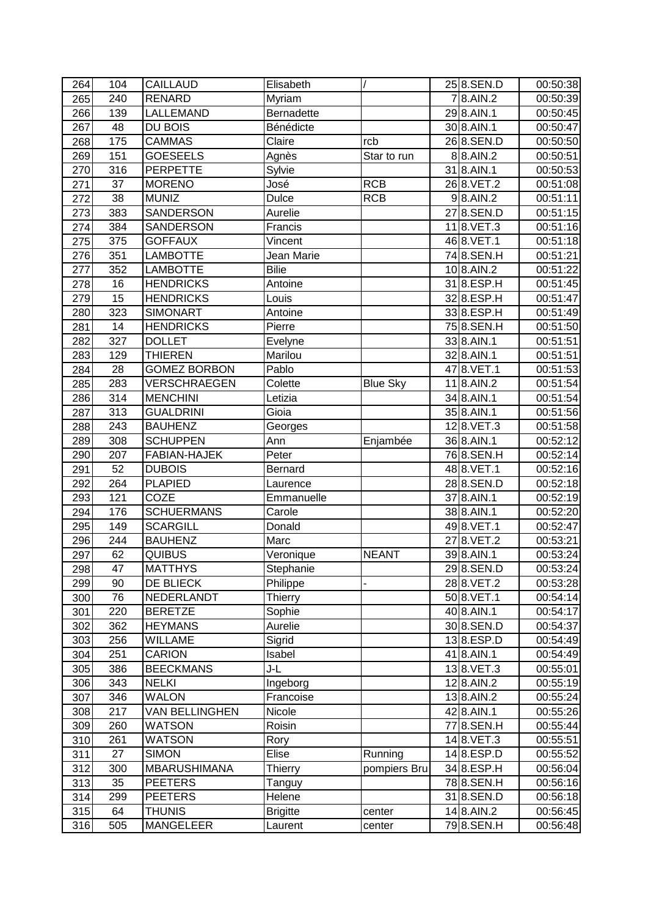| | | | | | | | |
|---|---|---|---|---|---|---|---|
| 264 | 104 | CAILLAUD | Elisabeth | / | 25 | 8.SEN.D | 00:50:38 |
| 265 | 240 | RENARD | Myriam | | 7 | 8.AIN.2 | 00:50:39 |
| 266 | 139 | LALLEMAND | Bernadette | | 29 | 8.AIN.1 | 00:50:45 |
| 267 | 48 | DU BOIS | Bénédicte | | 30 | 8.AIN.1 | 00:50:47 |
| 268 | 175 | CAMMAS | Claire | rcb | 26 | 8.SEN.D | 00:50:50 |
| 269 | 151 | GOESEELS | Agnès | Star to run | 8 | 8.AIN.2 | 00:50:51 |
| 270 | 316 | PERPETTE | Sylvie | | 31 | 8.AIN.1 | 00:50:53 |
| 271 | 37 | MORENO | José | RCB | 26 | 8.VET.2 | 00:51:08 |
| 272 | 38 | MUNIZ | Dulce | RCB | 9 | 8.AIN.2 | 00:51:11 |
| 273 | 383 | SANDERSON | Aurelie | | 27 | 8.SEN.D | 00:51:15 |
| 274 | 384 | SANDERSON | Francis | | 11 | 8.VET.3 | 00:51:16 |
| 275 | 375 | GOFFAUX | Vincent | | 46 | 8.VET.1 | 00:51:18 |
| 276 | 351 | LAMBOTTE | Jean Marie | | 74 | 8.SEN.H | 00:51:21 |
| 277 | 352 | LAMBOTTE | Bilie | | 10 | 8.AIN.2 | 00:51:22 |
| 278 | 16 | HENDRICKS | Antoine | | 31 | 8.ESP.H | 00:51:45 |
| 279 | 15 | HENDRICKS | Louis | | 32 | 8.ESP.H | 00:51:47 |
| 280 | 323 | SIMONART | Antoine | | 33 | 8.ESP.H | 00:51:49 |
| 281 | 14 | HENDRICKS | Pierre | | 75 | 8.SEN.H | 00:51:50 |
| 282 | 327 | DOLLET | Evelyne | | 33 | 8.AIN.1 | 00:51:51 |
| 283 | 129 | THIEREN | Marilou | | 32 | 8.AIN.1 | 00:51:51 |
| 284 | 28 | GOMEZ BORBON | Pablo | | 47 | 8.VET.1 | 00:51:53 |
| 285 | 283 | VERSCHRAEGEN | Colette | Blue Sky | 11 | 8.AIN.2 | 00:51:54 |
| 286 | 314 | MENCHINI | Letizia | | 34 | 8.AIN.1 | 00:51:54 |
| 287 | 313 | GUALDRINI | Gioia | | 35 | 8.AIN.1 | 00:51:56 |
| 288 | 243 | BAUHENZ | Georges | | 12 | 8.VET.3 | 00:51:58 |
| 289 | 308 | SCHUPPEN | Ann | Enjambée | 36 | 8.AIN.1 | 00:52:12 |
| 290 | 207 | FABIAN-HAJEK | Peter | | 76 | 8.SEN.H | 00:52:14 |
| 291 | 52 | DUBOIS | Bernard | | 48 | 8.VET.1 | 00:52:16 |
| 292 | 264 | PLAPIED | Laurence | | 28 | 8.SEN.D | 00:52:18 |
| 293 | 121 | COZE | Emmanuelle | | 37 | 8.AIN.1 | 00:52:19 |
| 294 | 176 | SCHUERMANS | Carole | | 38 | 8.AIN.1 | 00:52:20 |
| 295 | 149 | SCARGILL | Donald | | 49 | 8.VET.1 | 00:52:47 |
| 296 | 244 | BAUHENZ | Marc | | 27 | 8.VET.2 | 00:53:21 |
| 297 | 62 | QUIBUS | Veronique | NEANT | 39 | 8.AIN.1 | 00:53:24 |
| 298 | 47 | MATTHYS | Stephanie | | 29 | 8.SEN.D | 00:53:24 |
| 299 | 90 | DE BLIECK | Philippe | - | 28 | 8.VET.2 | 00:53:28 |
| 300 | 76 | NEDERLANDT | Thierry | | 50 | 8.VET.1 | 00:54:14 |
| 301 | 220 | BERETZE | Sophie | | 40 | 8.AIN.1 | 00:54:17 |
| 302 | 362 | HEYMANS | Aurelie | | 30 | 8.SEN.D | 00:54:37 |
| 303 | 256 | WILLAME | Sigrid | | 13 | 8.ESP.D | 00:54:49 |
| 304 | 251 | CARION | Isabel | | 41 | 8.AIN.1 | 00:54:49 |
| 305 | 386 | BEECKMANS | J-L | | 13 | 8.VET.3 | 00:55:01 |
| 306 | 343 | NELKI | Ingeborg | | 12 | 8.AIN.2 | 00:55:19 |
| 307 | 346 | WALON | Francoise | | 13 | 8.AIN.2 | 00:55:24 |
| 308 | 217 | VAN BELLINGHEN | Nicole | | 42 | 8.AIN.1 | 00:55:26 |
| 309 | 260 | WATSON | Roisin | | 77 | 8.SEN.H | 00:55:44 |
| 310 | 261 | WATSON | Rory | | 14 | 8.VET.3 | 00:55:51 |
| 311 | 27 | SIMON | Elise | Running | 14 | 8.ESP.D | 00:55:52 |
| 312 | 300 | MBARUSHIMANA | Thierry | pompiers Bru | 34 | 8.ESP.H | 00:56:04 |
| 313 | 35 | PEETERS | Tanguy | | 78 | 8.SEN.H | 00:56:16 |
| 314 | 299 | PEETERS | Helene | | 31 | 8.SEN.D | 00:56:18 |
| 315 | 64 | THUNIS | Brigitte | center | 14 | 8.AIN.2 | 00:56:45 |
| 316 | 505 | MANGELEER | Laurent | center | 79 | 8.SEN.H | 00:56:48 |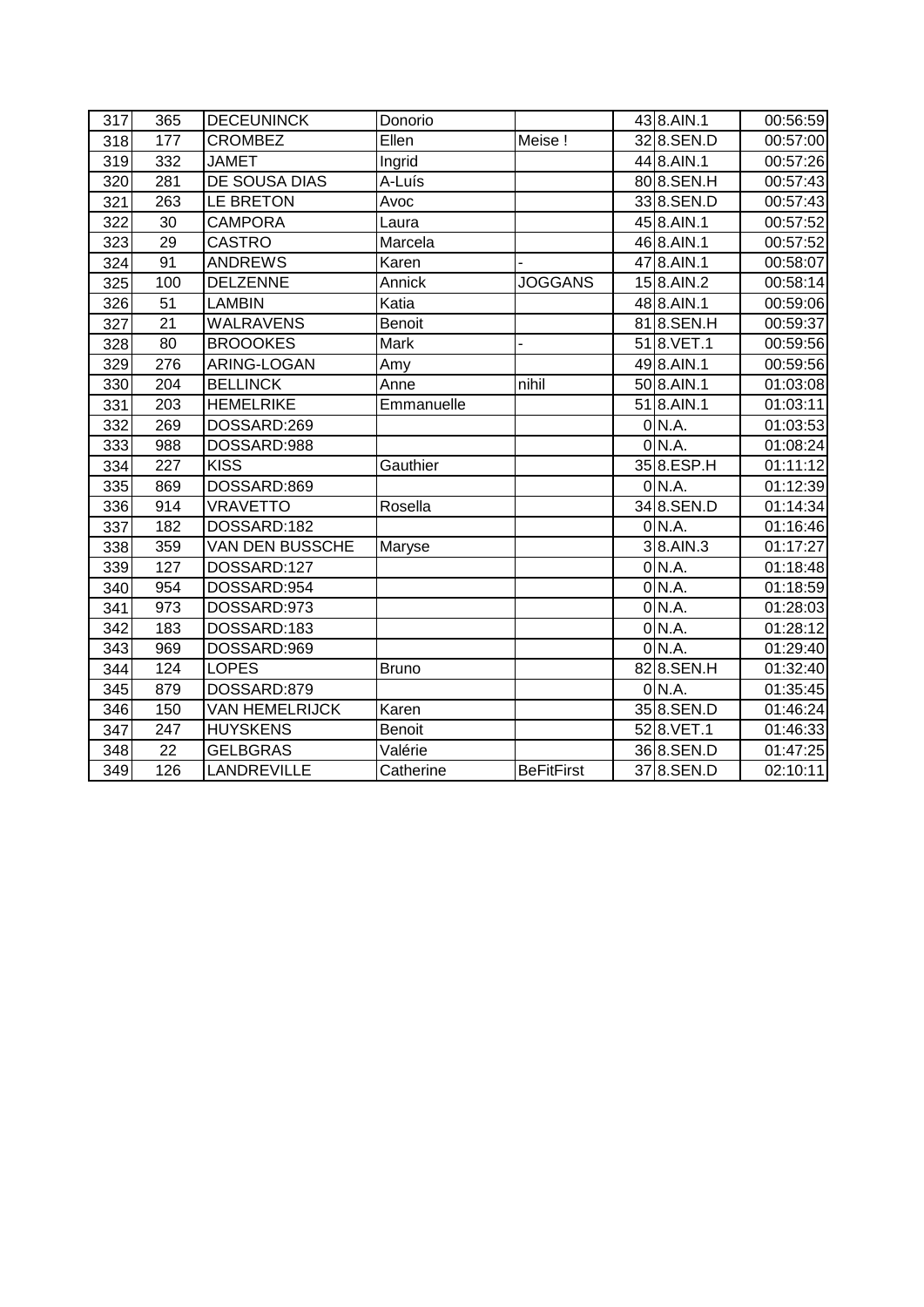| | | | | | | | |
|---|---|---|---|---|---|---|---|
| 317 | 365 | DECEUNINCK | Donorio | | 43 | 8.AIN.1 | 00:56:59 |
| 318 | 177 | CROMBEZ | Ellen | Meise ! | 32 | 8.SEN.D | 00:57:00 |
| 319 | 332 | JAMET | Ingrid | | 44 | 8.AIN.1 | 00:57:26 |
| 320 | 281 | DE SOUSA DIAS | A-Luís | | 80 | 8.SEN.H | 00:57:43 |
| 321 | 263 | LE BRETON | Avoc | | 33 | 8.SEN.D | 00:57:43 |
| 322 | 30 | CAMPORA | Laura | | 45 | 8.AIN.1 | 00:57:52 |
| 323 | 29 | CASTRO | Marcela | | 46 | 8.AIN.1 | 00:57:52 |
| 324 | 91 | ANDREWS | Karen | - | 47 | 8.AIN.1 | 00:58:07 |
| 325 | 100 | DELZENNE | Annick | JOGGANS | 15 | 8.AIN.2 | 00:58:14 |
| 326 | 51 | LAMBIN | Katia | | 48 | 8.AIN.1 | 00:59:06 |
| 327 | 21 | WALRAVENS | Benoit | | 81 | 8.SEN.H | 00:59:37 |
| 328 | 80 | BROOOKES | Mark | - | 51 | 8.VET.1 | 00:59:56 |
| 329 | 276 | ARING-LOGAN | Amy | | 49 | 8.AIN.1 | 00:59:56 |
| 330 | 204 | BELLINCK | Anne | nihil | 50 | 8.AIN.1 | 01:03:08 |
| 331 | 203 | HEMELRIKE | Emmanuelle | | 51 | 8.AIN.1 | 01:03:11 |
| 332 | 269 | DOSSARD:269 | | | 0 | N.A. | 01:03:53 |
| 333 | 988 | DOSSARD:988 | | | 0 | N.A. | 01:08:24 |
| 334 | 227 | KISS | Gauthier | | 35 | 8.ESP.H | 01:11:12 |
| 335 | 869 | DOSSARD:869 | | | 0 | N.A. | 01:12:39 |
| 336 | 914 | VRAVETTO | Rosella | | 34 | 8.SEN.D | 01:14:34 |
| 337 | 182 | DOSSARD:182 | | | 0 | N.A. | 01:16:46 |
| 338 | 359 | VAN DEN BUSSCHE | Maryse | | 3 | 8.AIN.3 | 01:17:27 |
| 339 | 127 | DOSSARD:127 | | | 0 | N.A. | 01:18:48 |
| 340 | 954 | DOSSARD:954 | | | 0 | N.A. | 01:18:59 |
| 341 | 973 | DOSSARD:973 | | | 0 | N.A. | 01:28:03 |
| 342 | 183 | DOSSARD:183 | | | 0 | N.A. | 01:28:12 |
| 343 | 969 | DOSSARD:969 | | | 0 | N.A. | 01:29:40 |
| 344 | 124 | LOPES | Bruno | | 82 | 8.SEN.H | 01:32:40 |
| 345 | 879 | DOSSARD:879 | | | 0 | N.A. | 01:35:45 |
| 346 | 150 | VAN HEMELRIJCK | Karen | | 35 | 8.SEN.D | 01:46:24 |
| 347 | 247 | HUYSKENS | Benoit | | 52 | 8.VET.1 | 01:46:33 |
| 348 | 22 | GELBGRAS | Valérie | | 36 | 8.SEN.D | 01:47:25 |
| 349 | 126 | LANDREVILLE | Catherine | BeFitFirst | 37 | 8.SEN.D | 02:10:11 |